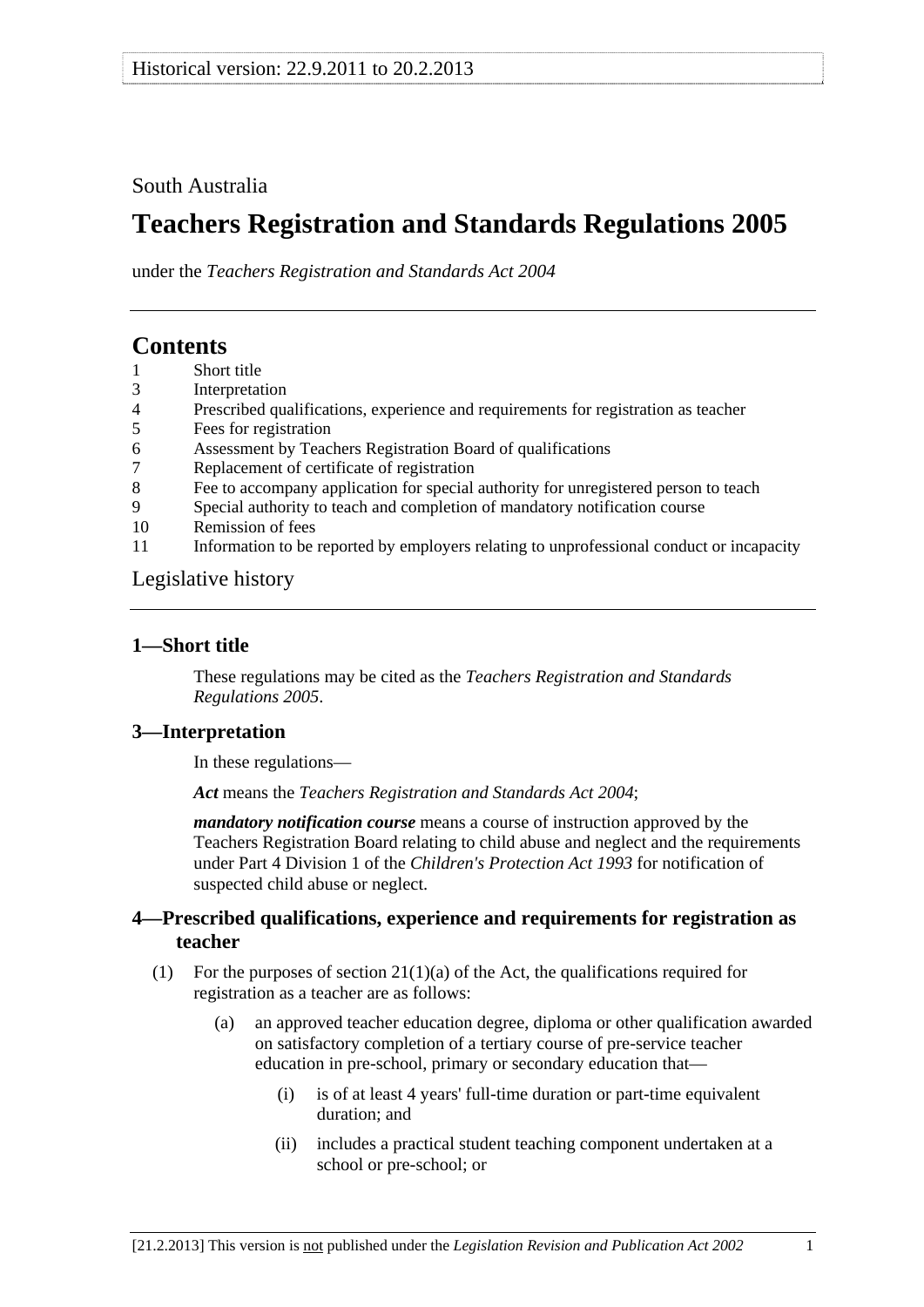South Australia

# Teachers Registration and Standards Regulations 2005

under the *Teachers Registration and Standards Act 2004*

## Contents

1 Short title
3 Interpretation
4 Prescribed qualifications, experience and requirements for registration as teacher
5 Fees for registration
6 Assessment by Teachers Registration Board of qualifications
7 Replacement of certificate of registration
8 Fee to accompany application for special authority for unregistered person to teach
9 Special authority to teach and completion of mandatory notification course
10 Remission of fees
11 Information to be reported by employers relating to unprofessional conduct or incapacity

Legislative history

### 1—Short title

These regulations may be cited as the *Teachers Registration and Standards Regulations 2005*.

### 3—Interpretation

In these regulations—

***Act*** means the *Teachers Registration and Standards Act 2004*;

***mandatory notification course*** means a course of instruction approved by the Teachers Registration Board relating to child abuse and neglect and the requirements under Part 4 Division 1 of the *Children's Protection Act 1993* for notification of suspected child abuse or neglect.

### 4—Prescribed qualifications, experience and requirements for registration as teacher

(1) For the purposes of section 21(1)(a) of the Act, the qualifications required for registration as a teacher are as follows:

(a) an approved teacher education degree, diploma or other qualification awarded on satisfactory completion of a tertiary course of pre-service teacher education in pre-school, primary or secondary education that—

(i) is of at least 4 years' full-time duration or part-time equivalent duration; and

(ii) includes a practical student teaching component undertaken at a school or pre-school; or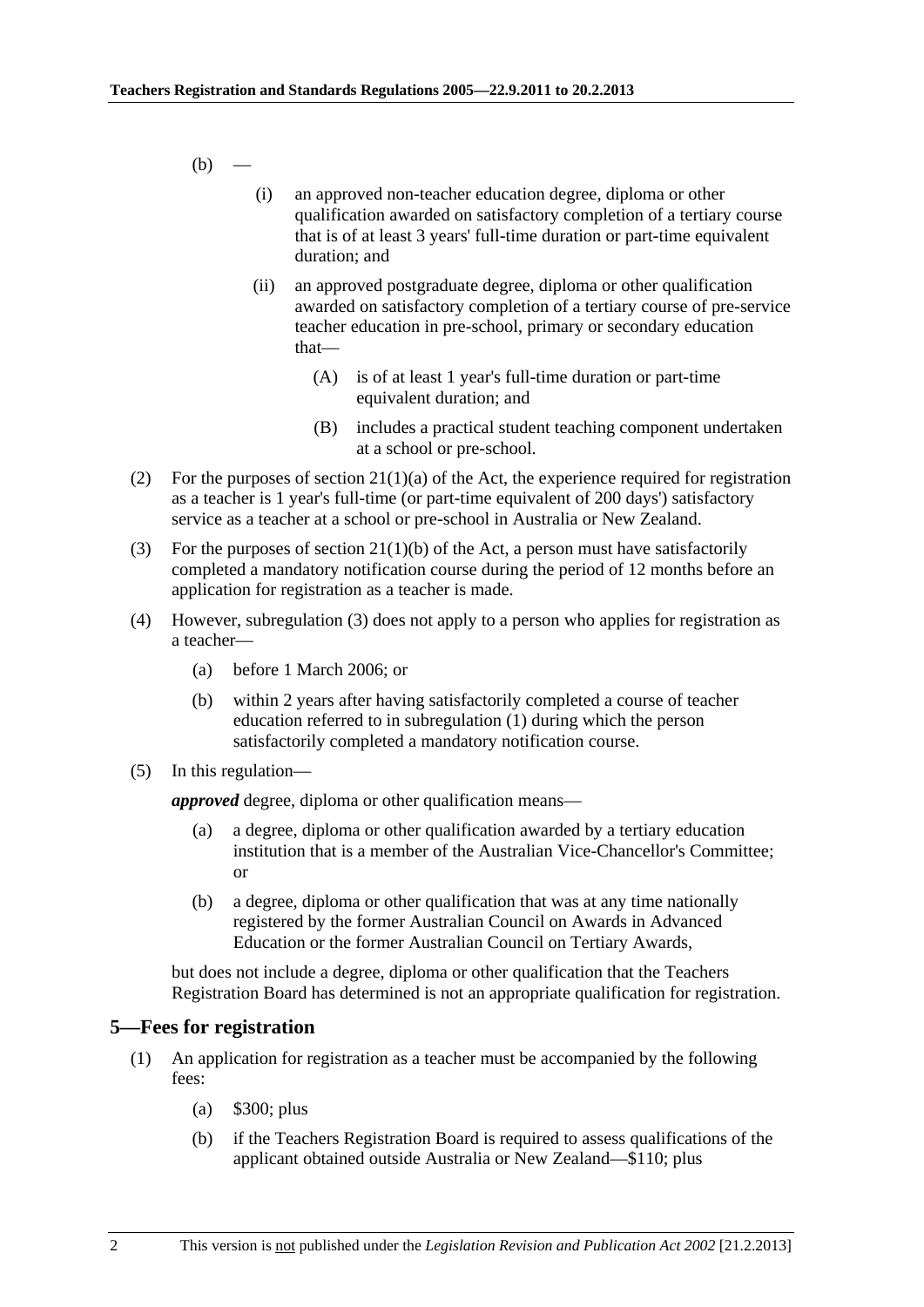(b) —

(i) an approved non-teacher education degree, diploma or other qualification awarded on satisfactory completion of a tertiary course that is of at least 3 years' full-time duration or part-time equivalent duration; and

(ii) an approved postgraduate degree, diploma or other qualification awarded on satisfactory completion of a tertiary course of pre-service teacher education in pre-school, primary or secondary education that—

(A) is of at least 1 year's full-time duration or part-time equivalent duration; and

(B) includes a practical student teaching component undertaken at a school or pre-school.

(2) For the purposes of section 21(1)(a) of the Act, the experience required for registration as a teacher is 1 year's full-time (or part-time equivalent of 200 days') satisfactory service as a teacher at a school or pre-school in Australia or New Zealand.

(3) For the purposes of section 21(1)(b) of the Act, a person must have satisfactorily completed a mandatory notification course during the period of 12 months before an application for registration as a teacher is made.

(4) However, subregulation (3) does not apply to a person who applies for registration as a teacher—

(a) before 1 March 2006; or

(b) within 2 years after having satisfactorily completed a course of teacher education referred to in subregulation (1) during which the person satisfactorily completed a mandatory notification course.

(5) In this regulation—

***approved*** degree, diploma or other qualification means—

(a) a degree, diploma or other qualification awarded by a tertiary education institution that is a member of the Australian Vice-Chancellor's Committee; or

(b) a degree, diploma or other qualification that was at any time nationally registered by the former Australian Council on Awards in Advanced Education or the former Australian Council on Tertiary Awards,

but does not include a degree, diploma or other qualification that the Teachers Registration Board has determined is not an appropriate qualification for registration.

## 5—Fees for registration

(1) An application for registration as a teacher must be accompanied by the following fees:

(a) \$300; plus

(b) if the Teachers Registration Board is required to assess qualifications of the applicant obtained outside Australia or New Zealand—\$110; plus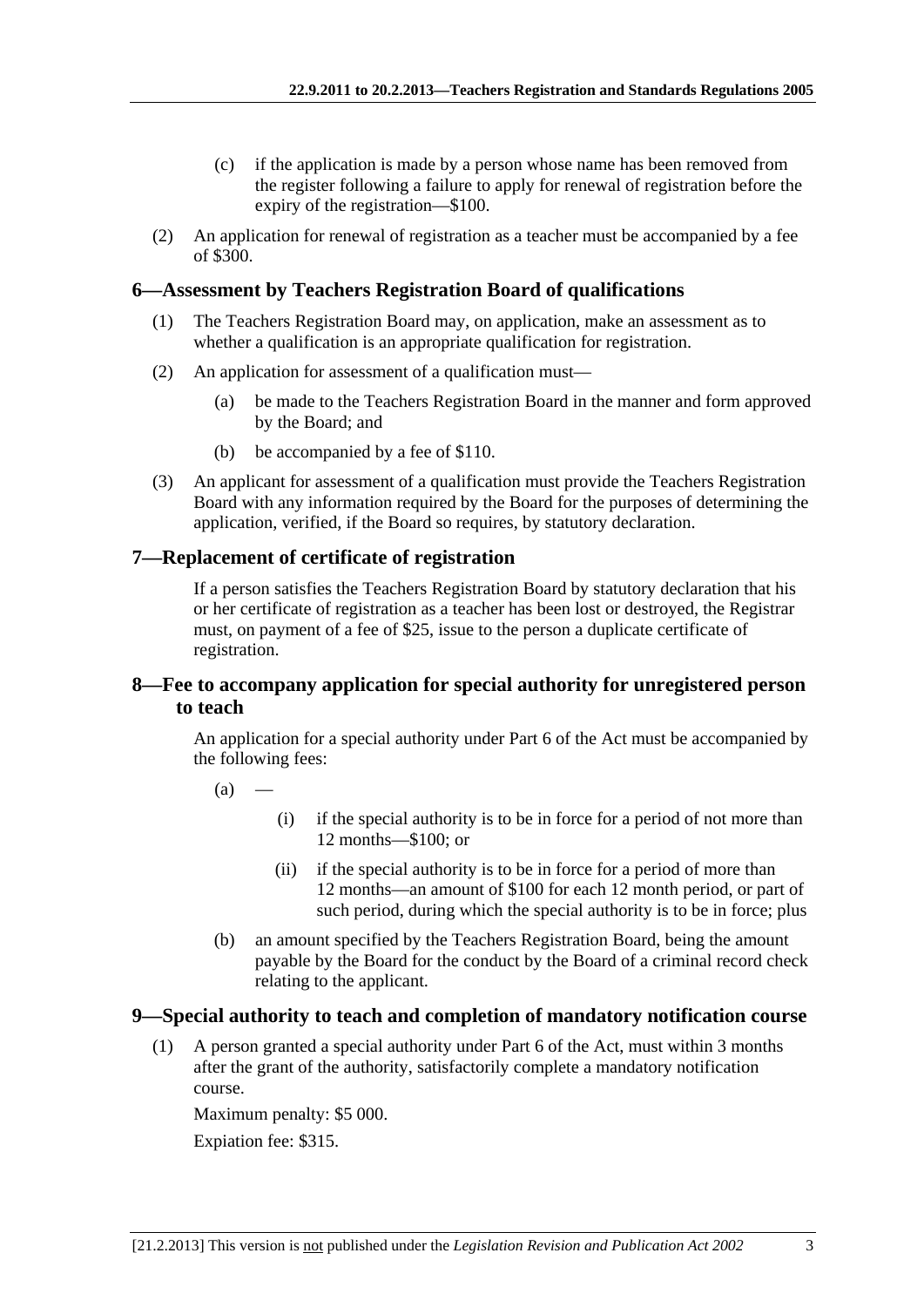(c) if the application is made by a person whose name has been removed from the register following a failure to apply for renewal of registration before the expiry of the registration—$100.

(2) An application for renewal of registration as a teacher must be accompanied by a fee of $300.

## 6—Assessment by Teachers Registration Board of qualifications

(1) The Teachers Registration Board may, on application, make an assessment as to whether a qualification is an appropriate qualification for registration.

(2) An application for assessment of a qualification must—

(a) be made to the Teachers Registration Board in the manner and form approved by the Board; and

(b) be accompanied by a fee of $110.

(3) An applicant for assessment of a qualification must provide the Teachers Registration Board with any information required by the Board for the purposes of determining the application, verified, if the Board so requires, by statutory declaration.

## 7—Replacement of certificate of registration

If a person satisfies the Teachers Registration Board by statutory declaration that his or her certificate of registration as a teacher has been lost or destroyed, the Registrar must, on payment of a fee of $25, issue to the person a duplicate certificate of registration.

## 8—Fee to accompany application for special authority for unregistered person to teach

An application for a special authority under Part 6 of the Act must be accompanied by the following fees:

(a) —

(i) if the special authority is to be in force for a period of not more than 12 months—$100; or

(ii) if the special authority is to be in force for a period of more than 12 months—an amount of $100 for each 12 month period, or part of such period, during which the special authority is to be in force; plus

(b) an amount specified by the Teachers Registration Board, being the amount payable by the Board for the conduct by the Board of a criminal record check relating to the applicant.

## 9—Special authority to teach and completion of mandatory notification course

(1) A person granted a special authority under Part 6 of the Act, must within 3 months after the grant of the authority, satisfactorily complete a mandatory notification course.

Maximum penalty: $5 000.

Expiation fee: $315.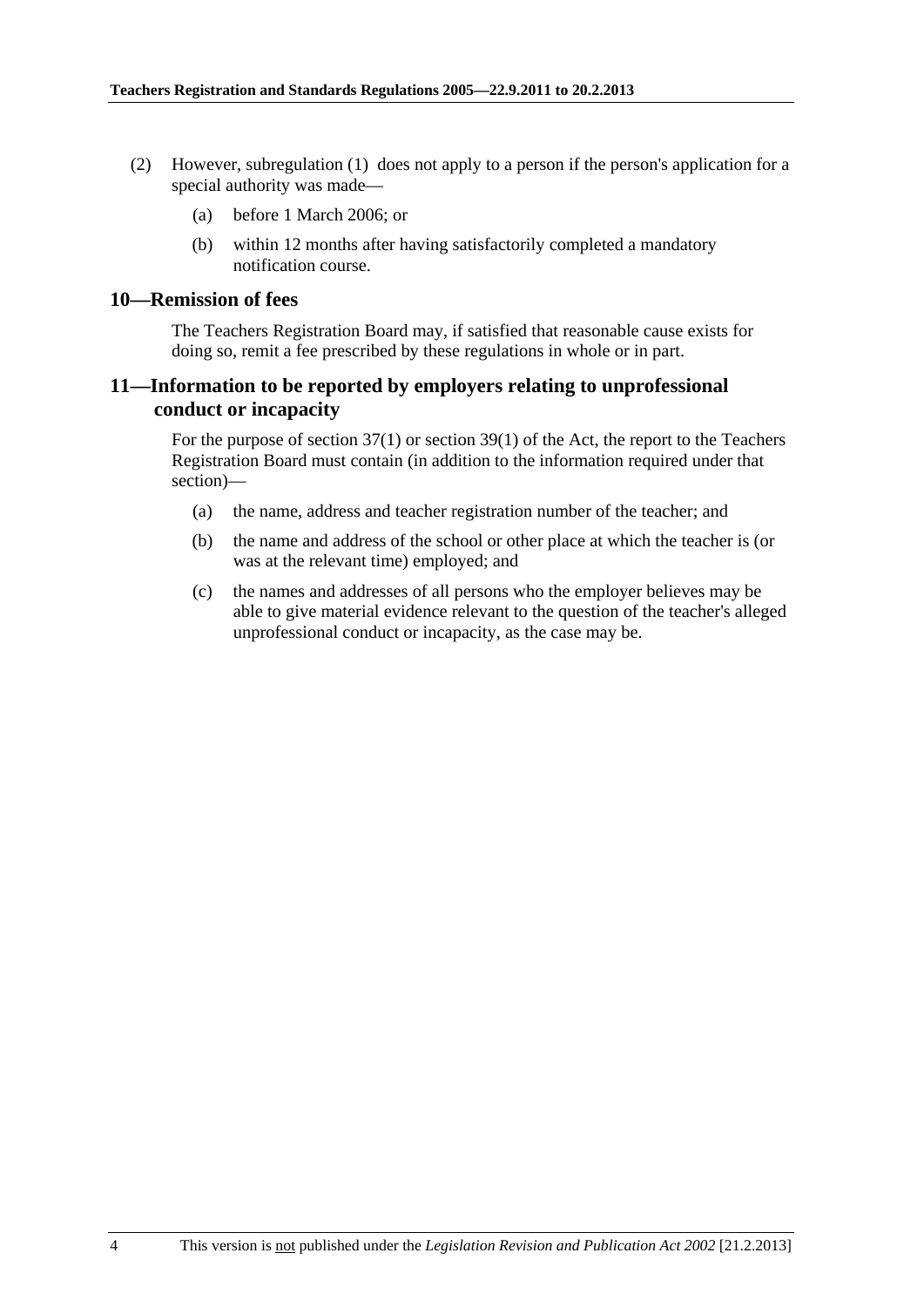(2) However, subregulation (1) does not apply to a person if the person's application for a special authority was made—

(a) before 1 March 2006; or

(b) within 12 months after having satisfactorily completed a mandatory notification course.

## 10—Remission of fees

The Teachers Registration Board may, if satisfied that reasonable cause exists for doing so, remit a fee prescribed by these regulations in whole or in part.

## 11—Information to be reported by employers relating to unprofessional conduct or incapacity

For the purpose of section 37(1) or section 39(1) of the Act, the report to the Teachers Registration Board must contain (in addition to the information required under that section)—

(a) the name, address and teacher registration number of the teacher; and

(b) the name and address of the school or other place at which the teacher is (or was at the relevant time) employed; and

(c) the names and addresses of all persons who the employer believes may be able to give material evidence relevant to the question of the teacher's alleged unprofessional conduct or incapacity, as the case may be.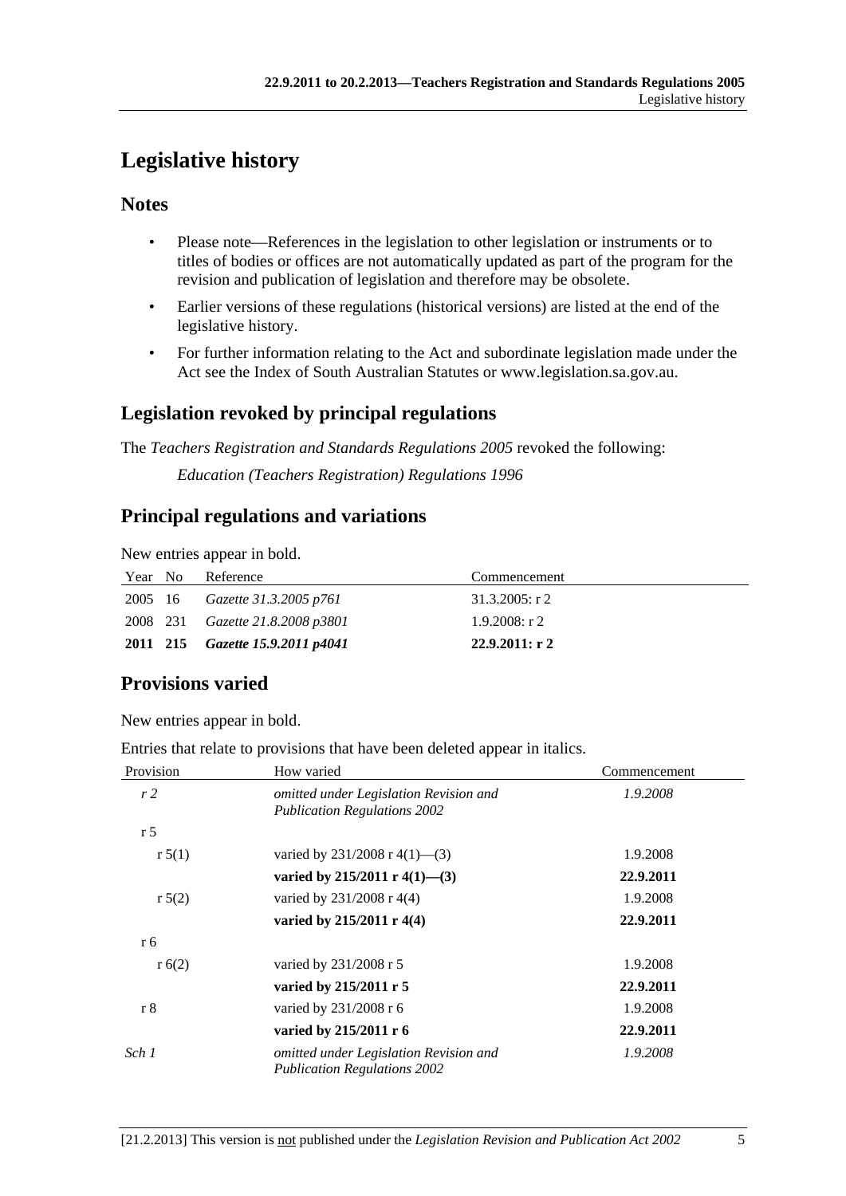# Legislative history

## Notes

- Please note—References in the legislation to other legislation or instruments or to titles of bodies or offices are not automatically updated as part of the program for the revision and publication of legislation and therefore may be obsolete.
- Earlier versions of these regulations (historical versions) are listed at the end of the legislative history.
- For further information relating to the Act and subordinate legislation made under the Act see the Index of South Australian Statutes or www.legislation.sa.gov.au.

## Legislation revoked by principal regulations

The *Teachers Registration and Standards Regulations 2005* revoked the following:

*Education (Teachers Registration) Regulations 1996*

## Principal regulations and variations

New entries appear in bold.

| Year | No | Reference | Commencement |
|---|---|---|---|
| 2005 | 16 | *Gazette 31.3.2005 p761* | 31.3.2005: r 2 |
| 2008 | 231 | *Gazette 21.8.2008 p3801* | 1.9.2008: r 2 |
| **2011** | **215** | ***Gazette 15.9.2011 p4041*** | **22.9.2011: r 2** |

## Provisions varied

New entries appear in bold.

Entries that relate to provisions that have been deleted appear in italics.

| Provision | How varied | Commencement |
|---|---|---|
| *r 2* | *omitted under Legislation Revision and Publication Regulations 2002* | *1.9.2008* |
| r 5 | | |
| r 5(1) | varied by 231/2008 r 4(1)—(3) | 1.9.2008 |
| | **varied by 215/2011 r 4(1)—(3)** | **22.9.2011** |
| r 5(2) | varied by 231/2008 r 4(4) | 1.9.2008 |
| | **varied by 215/2011 r 4(4)** | **22.9.2011** |
| r 6 | | |
| r 6(2) | varied by 231/2008 r 5 | 1.9.2008 |
| | **varied by 215/2011 r 5** | **22.9.2011** |
| r 8 | varied by 231/2008 r 6 | 1.9.2008 |
| | **varied by 215/2011 r 6** | **22.9.2011** |
| *Sch 1* | *omitted under Legislation Revision and Publication Regulations 2002* | *1.9.2008* |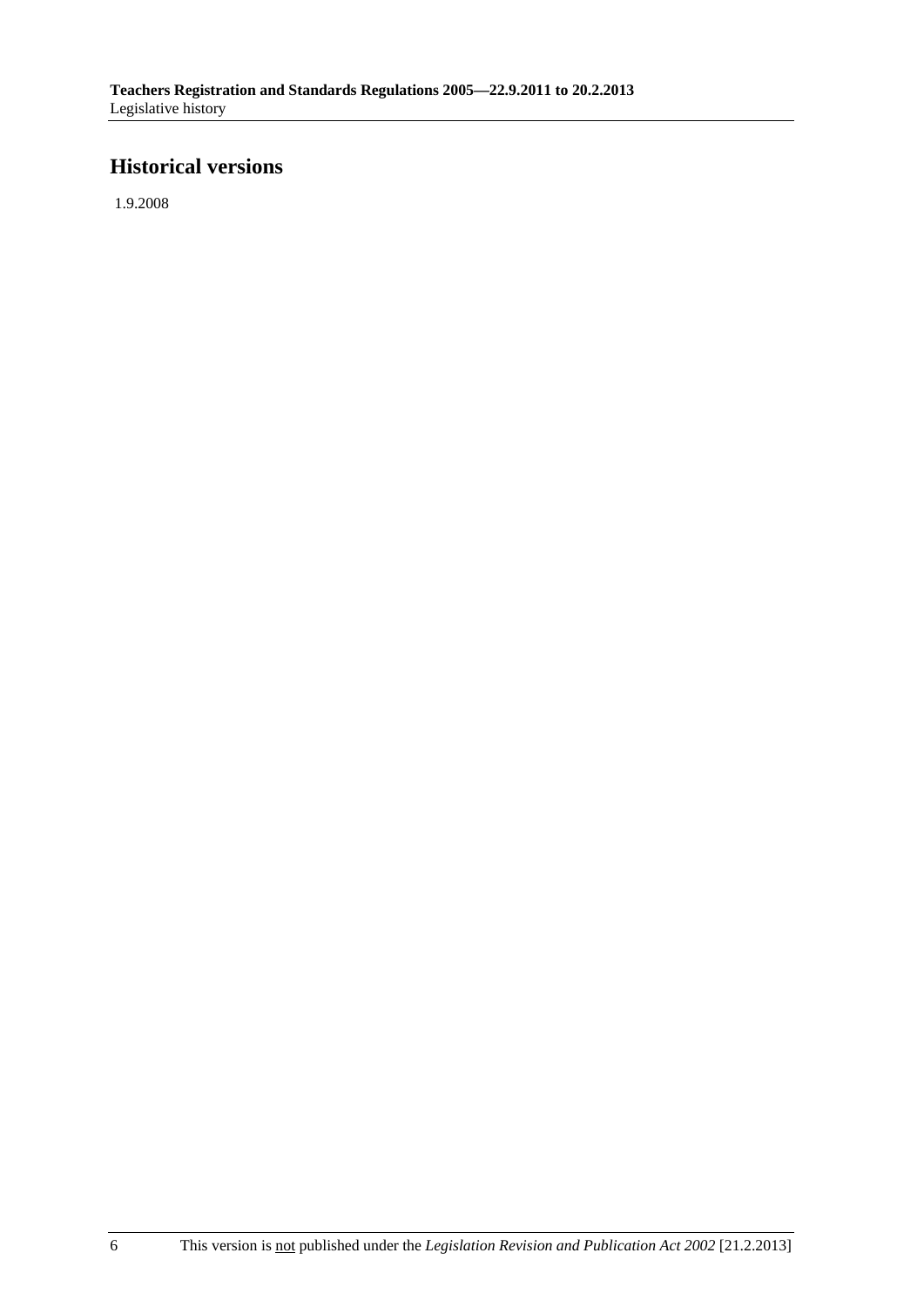## Historical versions

1.9.2008